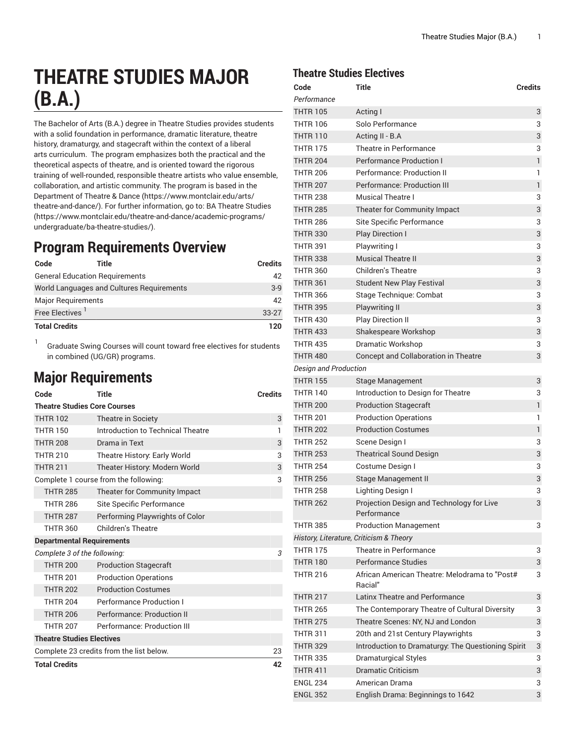# THEATRE STUDIES MAJOR (B.A.)

The Bachelor of Arts (B.A.) degree in Theatre Studies provides students with a solid foundation in performance, dramatic literature, theatre history, dramaturgy, and stagecraft within the context of a liberal arts curriculum. The program emphasizes both the practical and the theoretical aspects of theatre, and is oriented toward the rigorous training of well-rounded, responsible theatre artists who value ensemble, collaboration, and artistic community. The program is based in the Department of Theatre & Dance (https://www.montclair.edu/arts/theatre-and-dance/). For further information, go to: BA Theatre Studies (https://www.montclair.edu/theatre-and-dance/academic-programs/undergraduate/ba-theatre-studies/).

## Program Requirements Overview

| Code | Title | Credits |
|---|---|---|
| General Education Requirements | | 42 |
| World Languages and Cultures Requirements | | 3-9 |
| Major Requirements | | 42 |
| Free Electives [1] | | 33-27 |
| **Total Credits** | | **120** |

[1] Graduate Swing Courses will count toward free electives for students in combined (UG/GR) programs.

## Major Requirements

| Code | Title | Credits |
|---|---|---|
| **Theatre Studies Core Courses** | | |
| THTR 102 | Theatre in Society | 3 |
| THTR 150 | Introduction to Technical Theatre | 1 |
| THTR 208 | Drama in Text | 3 |
| THTR 210 | Theatre History: Early World | 3 |
| THTR 211 | Theater History: Modern World | 3 |
| Complete 1 course from the following: | | 3 |
| THTR 285 | Theater for Community Impact | |
| THTR 286 | Site Specific Performance | |
| THTR 287 | Performing Playwrights of Color | |
| THTR 360 | Children's Theatre | |
| **Departmental Requirements** | | |
| *Complete 3 of the following:* | | *3* |
| THTR 200 | Production Stagecraft | |
| THTR 201 | Production Operations | |
| THTR 202 | Production Costumes | |
| THTR 204 | Performance Production I | |
| THTR 206 | Performance: Production II | |
| THTR 207 | Performance: Production III | |
| **Theatre Studies Electives** | | |
| Complete 23 credits from the list below. | | 23 |
| **Total Credits** | | **42** |

### Theatre Studies Electives

| Code | Title | Credits |
|---|---|---|
| *Performance* | | |
| THTR 105 | Acting I | 3 |
| THTR 106 | Solo Performance | 3 |
| THTR 110 | Acting II - B.A | 3 |
| THTR 175 | Theatre in Performance | 3 |
| THTR 204 | Performance Production I | 1 |
| THTR 206 | Performance: Production II | 1 |
| THTR 207 | Performance: Production III | 1 |
| THTR 238 | Musical Theatre I | 3 |
| THTR 285 | Theater for Community Impact | 3 |
| THTR 286 | Site Specific Performance | 3 |
| THTR 330 | Play Direction I | 3 |
| THTR 391 | Playwriting I | 3 |
| THTR 338 | Musical Theatre II | 3 |
| THTR 360 | Children's Theatre | 3 |
| THTR 361 | Student New Play Festival | 3 |
| THTR 366 | Stage Technique: Combat | 3 |
| THTR 395 | Playwriting II | 3 |
| THTR 430 | Play Direction II | 3 |
| THTR 433 | Shakespeare Workshop | 3 |
| THTR 435 | Dramatic Workshop | 3 |
| THTR 480 | Concept and Collaboration in Theatre | 3 |
| *Design and Production* | | |
| THTR 155 | Stage Management | 3 |
| THTR 140 | Introduction to Design for Theatre | 3 |
| THTR 200 | Production Stagecraft | 1 |
| THTR 201 | Production Operations | 1 |
| THTR 202 | Production Costumes | 1 |
| THTR 252 | Scene Design I | 3 |
| THTR 253 | Theatrical Sound Design | 3 |
| THTR 254 | Costume Design I | 3 |
| THTR 256 | Stage Management II | 3 |
| THTR 258 | Lighting Design I | 3 |
| THTR 262 | Projection Design and Technology for Live Performance | 3 |
| THTR 385 | Production Management | 3 |
| *History, Literature, Criticism & Theory* | | |
| THTR 175 | Theatre in Performance | 3 |
| THTR 180 | Performance Studies | 3 |
| THTR 216 | African American Theatre: Melodrama to "Post# Racial" | 3 |
| THTR 217 | Latinx Theatre and Performance | 3 |
| THTR 265 | The Contemporary Theatre of Cultural Diversity | 3 |
| THTR 275 | Theatre Scenes: NY, NJ and London | 3 |
| THTR 311 | 20th and 21st Century Playwrights | 3 |
| THTR 329 | Introduction to Dramaturgy: The Questioning Spirit | 3 |
| THTR 335 | Dramaturgical Styles | 3 |
| THTR 411 | Dramatic Criticism | 3 |
| ENGL 234 | American Drama | 3 |
| ENGL 352 | English Drama: Beginnings to 1642 | 3 |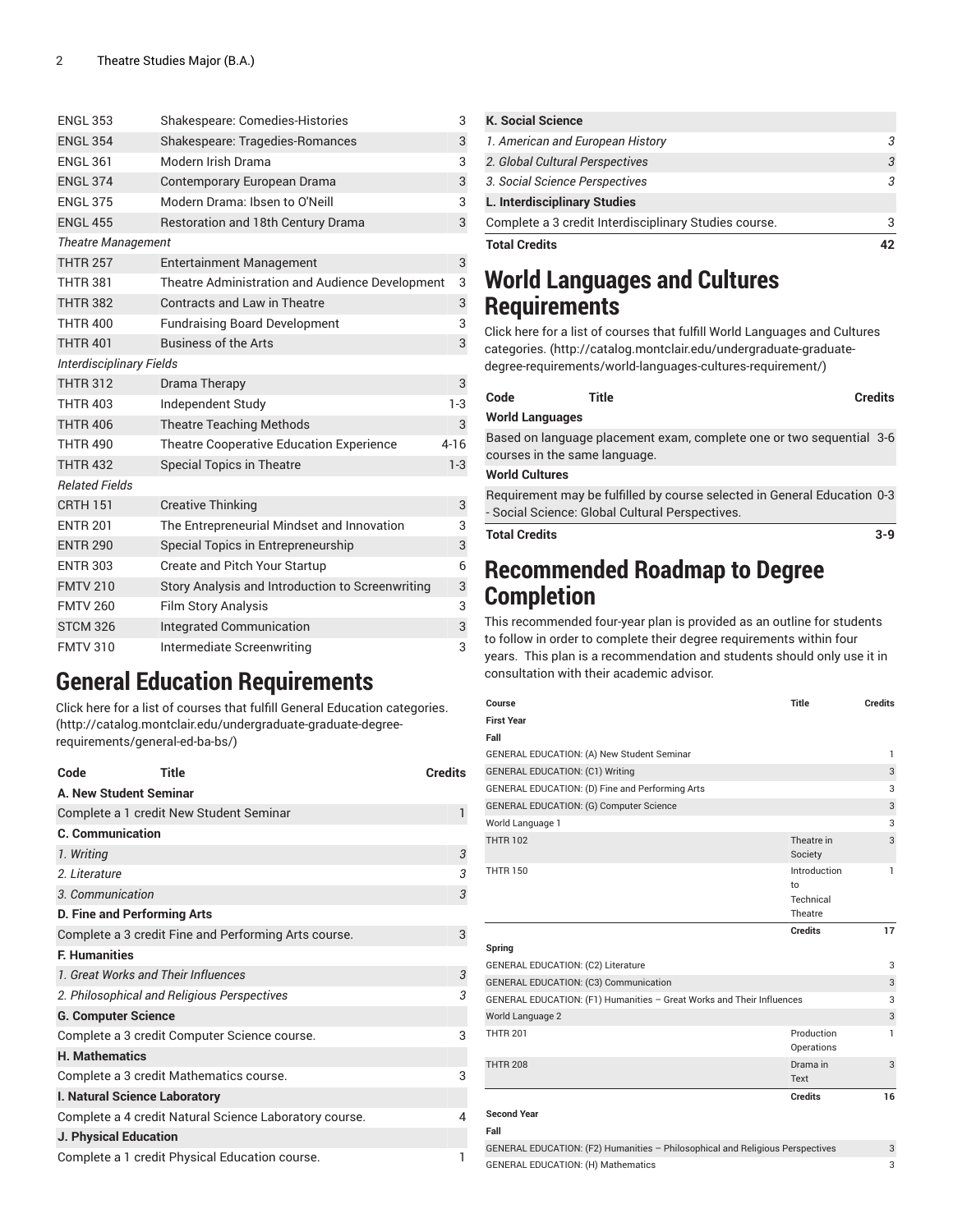| | | |
|---|---|---|
| ENGL 353 | Shakespeare: Comedies-Histories | 3 |
| ENGL 354 | Shakespeare: Tragedies-Romances | 3 |
| ENGL 361 | Modern Irish Drama | 3 |
| ENGL 374 | Contemporary European Drama | 3 |
| ENGL 375 | Modern Drama: Ibsen to O'Neill | 3 |
| ENGL 455 | Restoration and 18th Century Drama | 3 |
| *Theatre Management* | | |
| THTR 257 | Entertainment Management | 3 |
| THTR 381 | Theatre Administration and Audience Development | 3 |
| THTR 382 | Contracts and Law in Theatre | 3 |
| THTR 400 | Fundraising Board Development | 3 |
| THTR 401 | Business of the Arts | 3 |
| *Interdisciplinary Fields* | | |
| THTR 312 | Drama Therapy | 3 |
| THTR 403 | Independent Study | 1-3 |
| THTR 406 | Theatre Teaching Methods | 3 |
| THTR 490 | Theatre Cooperative Education Experience | 4-16 |
| THTR 432 | Special Topics in Theatre | 1-3 |
| *Related Fields* | | |
| CRTH 151 | Creative Thinking | 3 |
| ENTR 201 | The Entrepreneurial Mindset and Innovation | 3 |
| ENTR 290 | Special Topics in Entrepreneurship | 3 |
| ENTR 303 | Create and Pitch Your Startup | 6 |
| FMTV 210 | Story Analysis and Introduction to Screenwriting | 3 |
| FMTV 260 | Film Story Analysis | 3 |
| STCM 326 | Integrated Communication | 3 |
| FMTV 310 | Intermediate Screenwriting | 3 |

## General Education Requirements

Click here for a list of courses that fulfill General Education categories. (http://catalog.montclair.edu/undergraduate-graduate-degree-requirements/general-ed-ba-bs/)

| Code | Title | Credits |
|---|---|---|
| **A. New Student Seminar** | | |
| Complete a 1 credit New Student Seminar | | 1 |
| **C. Communication** | | |
| *1. Writing* | | *3* |
| *2. Literature* | | *3* |
| *3. Communication* | | *3* |
| **D. Fine and Performing Arts** | | |
| Complete a 3 credit Fine and Performing Arts course. | | 3 |
| **F. Humanities** | | |
| *1. Great Works and Their Influences* | | *3* |
| *2. Philosophical and Religious Perspectives* | | *3* |
| **G. Computer Science** | | |
| Complete a 3 credit Computer Science course. | | 3 |
| **H. Mathematics** | | |
| Complete a 3 credit Mathematics course. | | 3 |
| **I. Natural Science Laboratory** | | |
| Complete a 4 credit Natural Science Laboratory course. | | 4 |
| **J. Physical Education** | | |
| Complete a 1 credit Physical Education course. | | 1 |
| **K. Social Science** | | |
| *1. American and European History* | | *3* |
| *2. Global Cultural Perspectives* | | *3* |
| *3. Social Science Perspectives* | | *3* |
| **L. Interdisciplinary Studies** | | |
| Complete a 3 credit Interdisciplinary Studies course. | | 3 |
| **Total Credits** | | **42** |

## World Languages and Cultures Requirements

Click here for a list of courses that fulfill World Languages and Cultures categories. (http://catalog.montclair.edu/undergraduate-graduate-degree-requirements/world-languages-cultures-requirement/)

| Code | Title | Credits |
|---|---|---|
| **World Languages** | | |
| Based on language placement exam, complete one or two sequential courses in the same language. | | 3-6 |
| **World Cultures** | | |
| Requirement may be fulfilled by course selected in General Education - Social Science: Global Cultural Perspectives. | | 0-3 |
| **Total Credits** | | **3-9** |

## Recommended Roadmap to Degree Completion

This recommended four-year plan is provided as an outline for students to follow in order to complete their degree requirements within four years. This plan is a recommendation and students should only use it in consultation with their academic advisor.

| Course | Title | Credits |
|---|---|---|
| **First Year** | | |
| **Fall** | | |
| GENERAL EDUCATION: (A) New Student Seminar | | 1 |
| GENERAL EDUCATION: (C1) Writing | | 3 |
| GENERAL EDUCATION: (D) Fine and Performing Arts | | 3 |
| GENERAL EDUCATION: (G) Computer Science | | 3 |
| World Language 1 | | 3 |
| THTR 102 | Theatre in Society | 3 |
| THTR 150 | Introduction to Technical Theatre | 1 |
| | **Credits** | **17** |
| **Spring** | | |
| GENERAL EDUCATION: (C2) Literature | | 3 |
| GENERAL EDUCATION: (C3) Communication | | 3 |
| GENERAL EDUCATION: (F1) Humanities – Great Works and Their Influences | | 3 |
| World Language 2 | | 3 |
| THTR 201 | Production Operations | 1 |
| THTR 208 | Drama in Text | 3 |
| | **Credits** | **16** |
| **Second Year** | | |
| **Fall** | | |
| GENERAL EDUCATION: (F2) Humanities – Philosophical and Religious Perspectives | | 3 |
| GENERAL EDUCATION: (H) Mathematics | | 3 |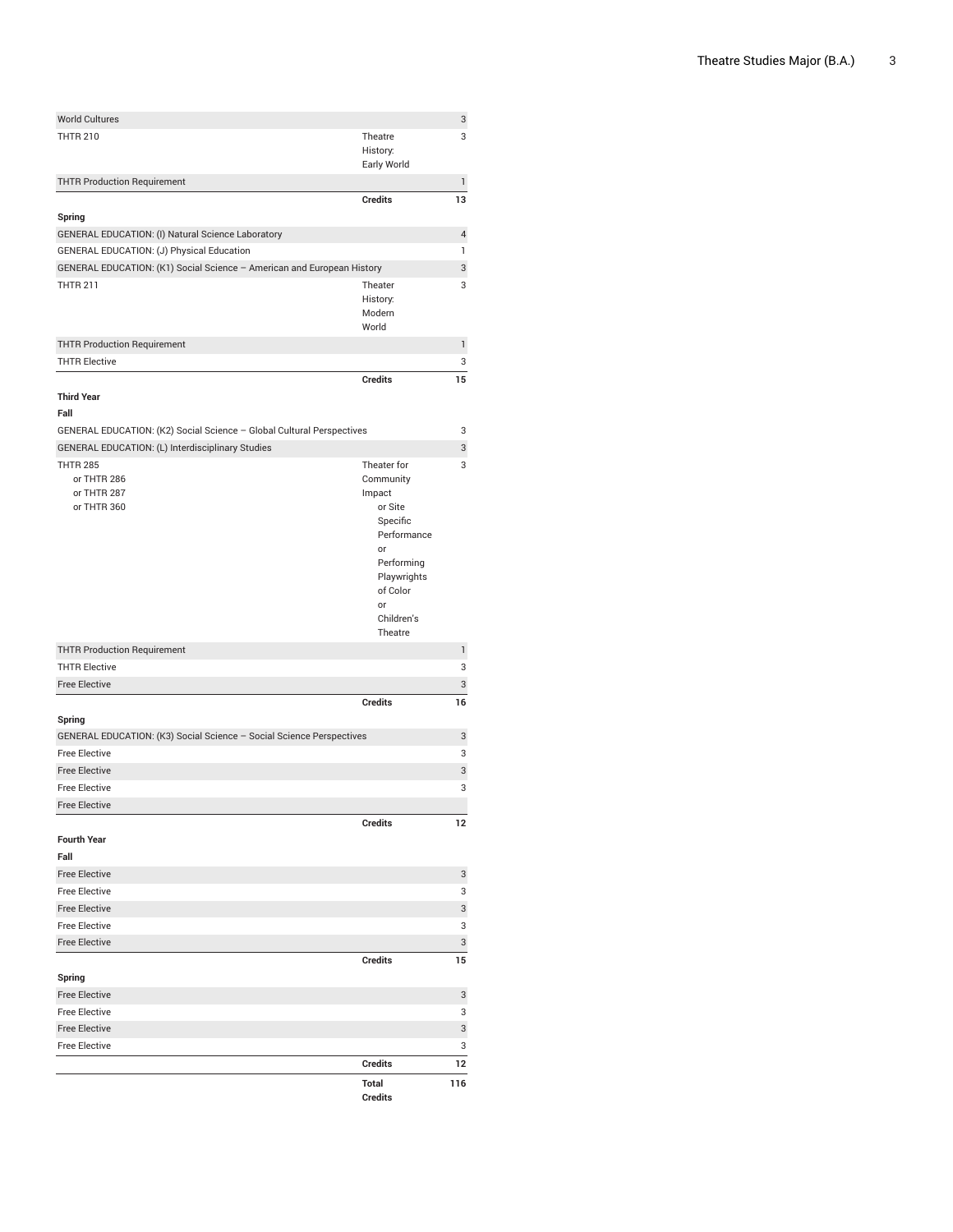| | | |
|---|---|---|
| World Cultures | | 3 |
| THTR 210 | Theatre History: Early World | 3 |
| THTR Production Requirement | | 1 |
| | **Credits** | **13** |
| **Spring** | | |
| GENERAL EDUCATION: (I) Natural Science Laboratory | | 4 |
| GENERAL EDUCATION: (J) Physical Education | | 1 |
| GENERAL EDUCATION: (K1) Social Science – American and European History | | 3 |
| THTR 211 | Theater History: Modern World | 3 |
| THTR Production Requirement | | 1 |
| THTR Elective | | 3 |
| | **Credits** | **15** |
| **Third Year** | | |
| **Fall** | | |
| GENERAL EDUCATION: (K2) Social Science – Global Cultural Perspectives | | 3 |
| GENERAL EDUCATION: (L) Interdisciplinary Studies | | 3 |
| THTR 285 or THTR 286 or THTR 287 or THTR 360 | Theater for Community Impact or Site Specific Performance or Performing Playwrights of Color or Children's Theatre | 3 |
| THTR Production Requirement | | 1 |
| THTR Elective | | 3 |
| Free Elective | | 3 |
| | **Credits** | **16** |
| **Spring** | | |
| GENERAL EDUCATION: (K3) Social Science – Social Science Perspectives | | 3 |
| Free Elective | | 3 |
| Free Elective | | 3 |
| Free Elective | | 3 |
| Free Elective | | |
| | **Credits** | **12** |
| **Fourth Year** | | |
| **Fall** | | |
| Free Elective | | 3 |
| Free Elective | | 3 |
| Free Elective | | 3 |
| Free Elective | | 3 |
| Free Elective | | 3 |
| | **Credits** | **15** |
| **Spring** | | |
| Free Elective | | 3 |
| Free Elective | | 3 |
| Free Elective | | 3 |
| Free Elective | | 3 |
| | **Credits** | **12** |
| | **Total Credits** | **116** |